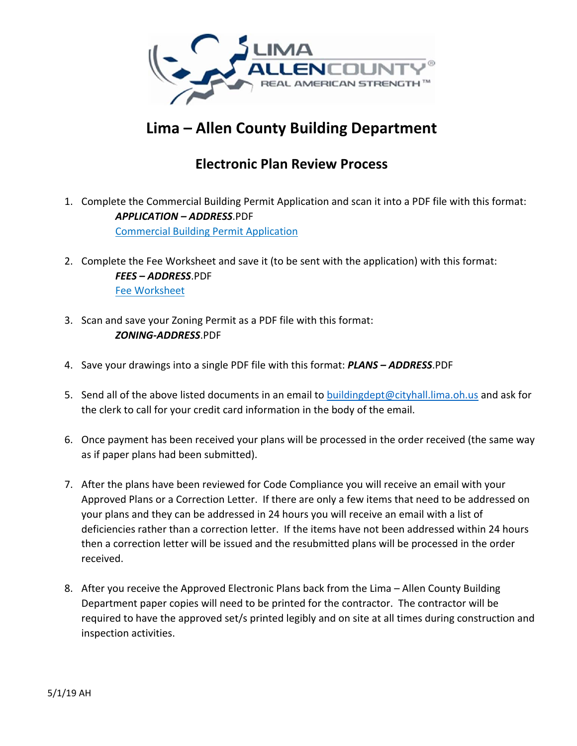# Lima – Allen County Building Department

## Electronic Plan Review Process

1. Complete the Commercial Building Permit Application and scan it into a PDF file with this format:
   ***APPLICATION – ADDRESS***.PDF
   [Commercial Building Permit Application]

2. Complete the Fee Worksheet and save it (to be sent with the application) with this format:
   ***FEES – ADDRESS***.PDF
   [Fee Worksheet]

3. Scan and save your Zoning Permit as a PDF file with this format:
   ***ZONING-ADDRESS***.PDF

4. Save your drawings into a single PDF file with this format: ***PLANS – ADDRESS***.PDF

5. Send all of the above listed documents in an email to buildingdept@cityhall.lima.oh.us and ask for the clerk to call for your credit card information in the body of the email.

6. Once payment has been received your plans will be processed in the order received (the same way as if paper plans had been submitted).

7. After the plans have been reviewed for Code Compliance you will receive an email with your Approved Plans or a Correction Letter. If there are only a few items that need to be addressed on your plans and they can be addressed in 24 hours you will receive an email with a list of deficiencies rather than a correction letter. If the items have not been addressed within 24 hours then a correction letter will be issued and the resubmitted plans will be processed in the order received.

8. After you receive the Approved Electronic Plans back from the Lima – Allen County Building Department paper copies will need to be printed for the contractor. The contractor will be required to have the approved set/s printed legibly and on site at all times during construction and inspection activities.

5/1/19 AH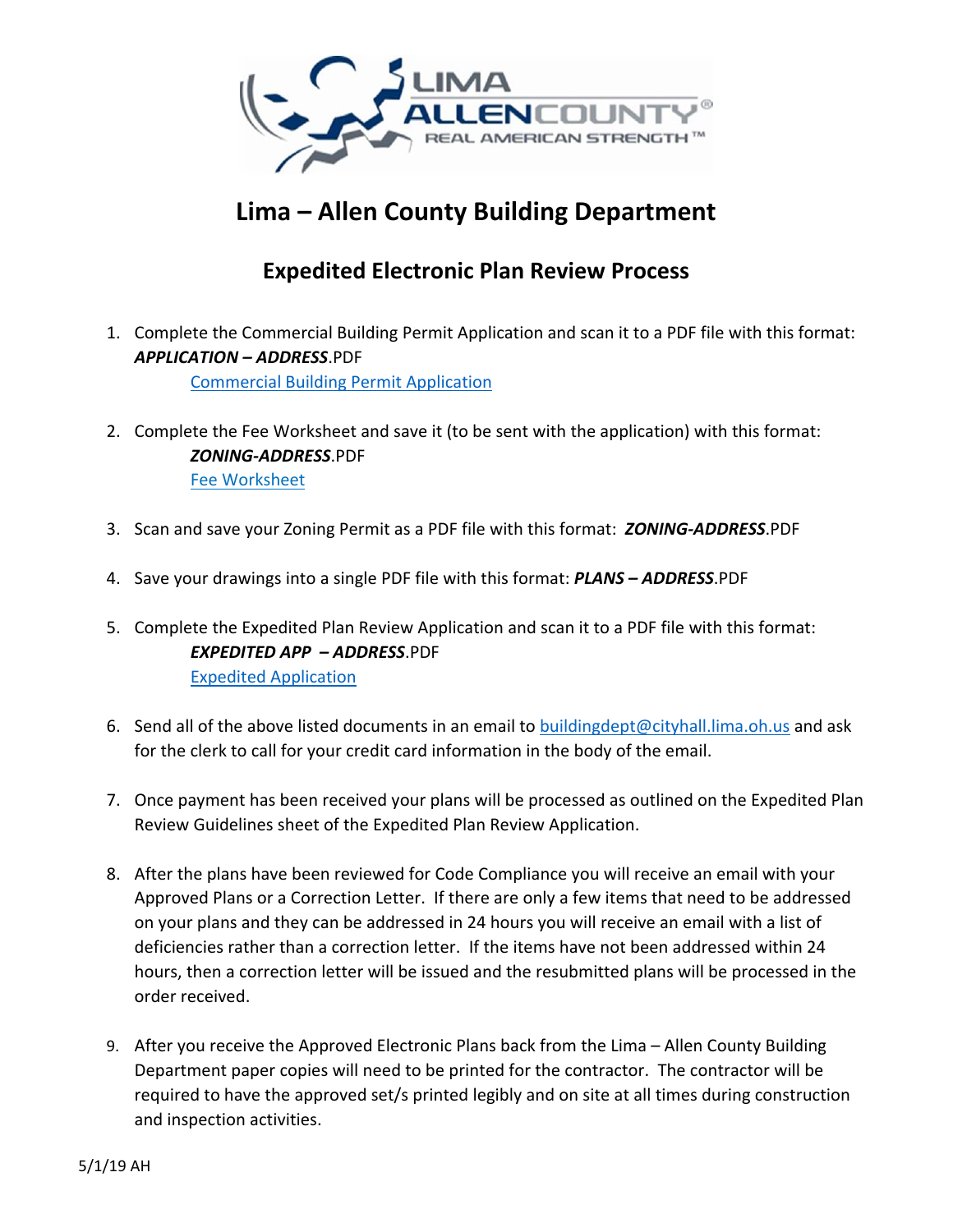# Lima – Allen County Building Department

## Expedited Electronic Plan Review Process

1. Complete the Commercial Building Permit Application and scan it to a PDF file with this format: ***APPLICATION – ADDRESS***.PDF
   [Commercial Building Permit Application]

2. Complete the Fee Worksheet and save it (to be sent with the application) with this format: ***ZONING-ADDRESS***.PDF
   [Fee Worksheet]

3. Scan and save your Zoning Permit as a PDF file with this format: ***ZONING-ADDRESS***.PDF

4. Save your drawings into a single PDF file with this format: ***PLANS – ADDRESS***.PDF

5. Complete the Expedited Plan Review Application and scan it to a PDF file with this format: ***EXPEDITED APP – ADDRESS***.PDF
   [Expedited Application]

6. Send all of the above listed documents in an email to buildingdept@cityhall.lima.oh.us and ask for the clerk to call for your credit card information in the body of the email.

7. Once payment has been received your plans will be processed as outlined on the Expedited Plan Review Guidelines sheet of the Expedited Plan Review Application.

8. After the plans have been reviewed for Code Compliance you will receive an email with your Approved Plans or a Correction Letter. If there are only a few items that need to be addressed on your plans and they can be addressed in 24 hours you will receive an email with a list of deficiencies rather than a correction letter. If the items have not been addressed within 24 hours, then a correction letter will be issued and the resubmitted plans will be processed in the order received.

9. After you receive the Approved Electronic Plans back from the Lima – Allen County Building Department paper copies will need to be printed for the contractor. The contractor will be required to have the approved set/s printed legibly and on site at all times during construction and inspection activities.

5/1/19 AH